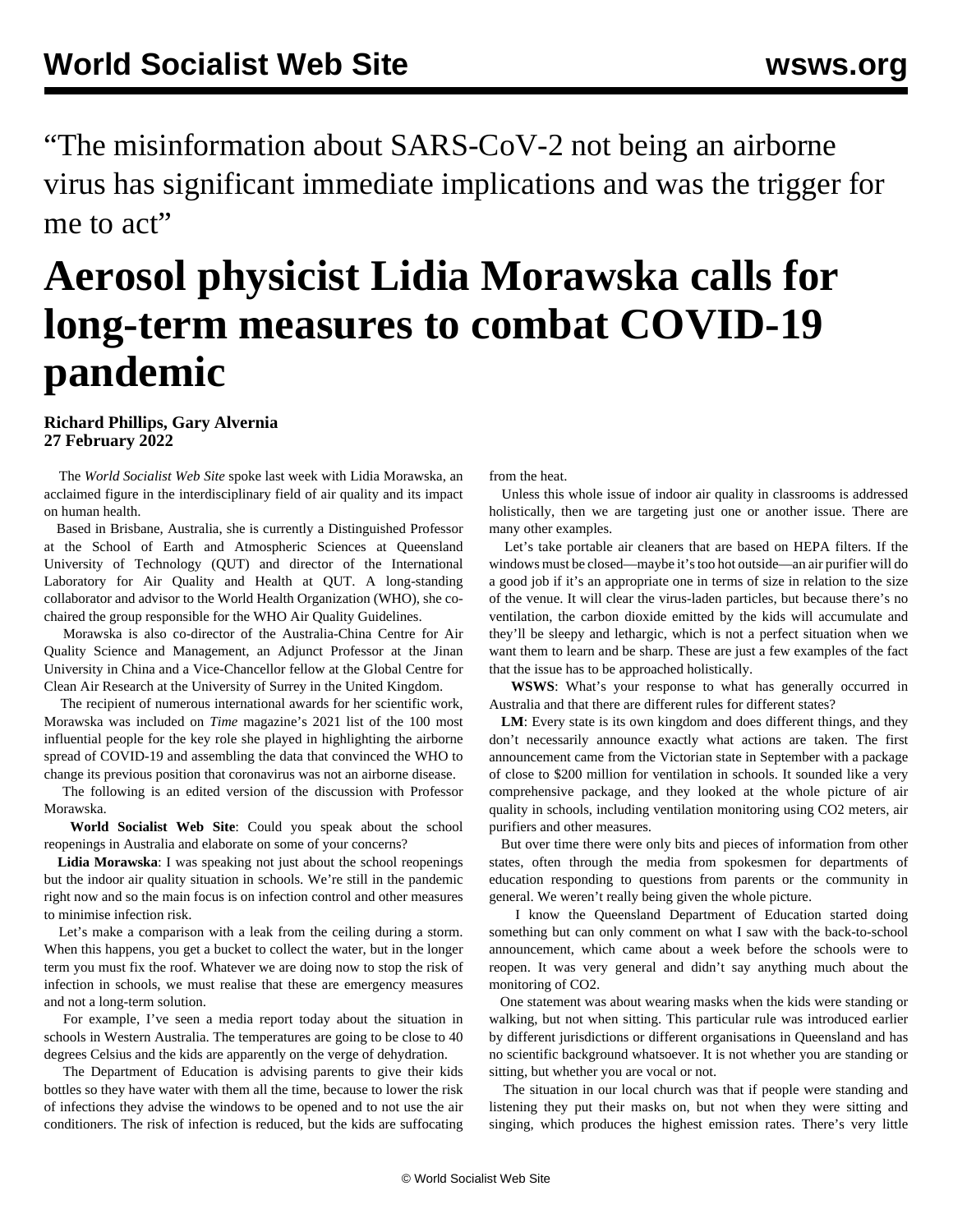“The misinformation about SARS-CoV-2 not being an airborne virus has significant immediate implications and was the trigger for me to act”

# Aerosol physicist Lidia Morawska calls for long-term measures to combat COVID-19 pandemic

**Richard Phillips, Gary Alvernia**
**27 February 2022**

The *World Socialist Web Site* spoke last week with Lidia Morawska, an acclaimed figure in the interdisciplinary field of air quality and its impact on human health.

Based in Brisbane, Australia, she is currently a Distinguished Professor at the School of Earth and Atmospheric Sciences at Queensland University of Technology (QUT) and director of the International Laboratory for Air Quality and Health at QUT. A long-standing collaborator and advisor to the World Health Organization (WHO), she co-chaired the group responsible for the WHO Air Quality Guidelines.

Morawska is also co-director of the Australia-China Centre for Air Quality Science and Management, an Adjunct Professor at the Jinan University in China and a Vice-Chancellor fellow at the Global Centre for Clean Air Research at the University of Surrey in the United Kingdom.

The recipient of numerous international awards for her scientific work, Morawska was included on *Time* magazine’s 2021 list of the 100 most influential people for the key role she played in highlighting the airborne spread of COVID-19 and assembling the data that convinced the WHO to change its previous position that coronavirus was not an airborne disease.

The following is an edited version of the discussion with Professor Morawska.

**World Socialist Web Site**: Could you speak about the school reopenings in Australia and elaborate on some of your concerns?

**Lidia Morawska**: I was speaking not just about the school reopenings but the indoor air quality situation in schools. We’re still in the pandemic right now and so the main focus is on infection control and other measures to minimise infection risk.

Let’s make a comparison with a leak from the ceiling during a storm. When this happens, you get a bucket to collect the water, but in the longer term you must fix the roof. Whatever we are doing now to stop the risk of infection in schools, we must realise that these are emergency measures and not a long-term solution.

For example, I’ve seen a media report today about the situation in schools in Western Australia. The temperatures are going to be close to 40 degrees Celsius and the kids are apparently on the verge of dehydration.

The Department of Education is advising parents to give their kids bottles so they have water with them all the time, because to lower the risk of infections they advise the windows to be opened and to not use the air conditioners. The risk of infection is reduced, but the kids are suffocating from the heat.

Unless this whole issue of indoor air quality in classrooms is addressed holistically, then we are targeting just one or another issue. There are many other examples.

Let’s take portable air cleaners that are based on HEPA filters. If the windows must be closed—maybe it’s too hot outside—an air purifier will do a good job if it’s an appropriate one in terms of size in relation to the size of the venue. It will clear the virus-laden particles, but because there’s no ventilation, the carbon dioxide emitted by the kids will accumulate and they’ll be sleepy and lethargic, which is not a perfect situation when we want them to learn and be sharp. These are just a few examples of the fact that the issue has to be approached holistically.

**WSWS**: What’s your response to what has generally occurred in Australia and that there are different rules for different states?

**LM**: Every state is its own kingdom and does different things, and they don’t necessarily announce exactly what actions are taken. The first announcement came from the Victorian state in September with a package of close to $200 million for ventilation in schools. It sounded like a very comprehensive package, and they looked at the whole picture of air quality in schools, including ventilation monitoring using $CO_2$ meters, air purifiers and other measures.

But over time there were only bits and pieces of information from other states, often through the media from spokesmen for departments of education responding to questions from parents or the community in general. We weren’t really being given the whole picture.

I know the Queensland Department of Education started doing something but can only comment on what I saw with the back-to-school announcement, which came about a week before the schools were to reopen. It was very general and didn’t say anything much about the monitoring of $CO_2$.

One statement was about wearing masks when the kids were standing or walking, but not when sitting. This particular rule was introduced earlier by different jurisdictions or different organisations in Queensland and has no scientific background whatsoever. It is not whether you are standing or sitting, but whether you are vocal or not.

The situation in our local church was that if people were standing and listening they put their masks on, but not when they were sitting and singing, which produces the highest emission rates. There’s very little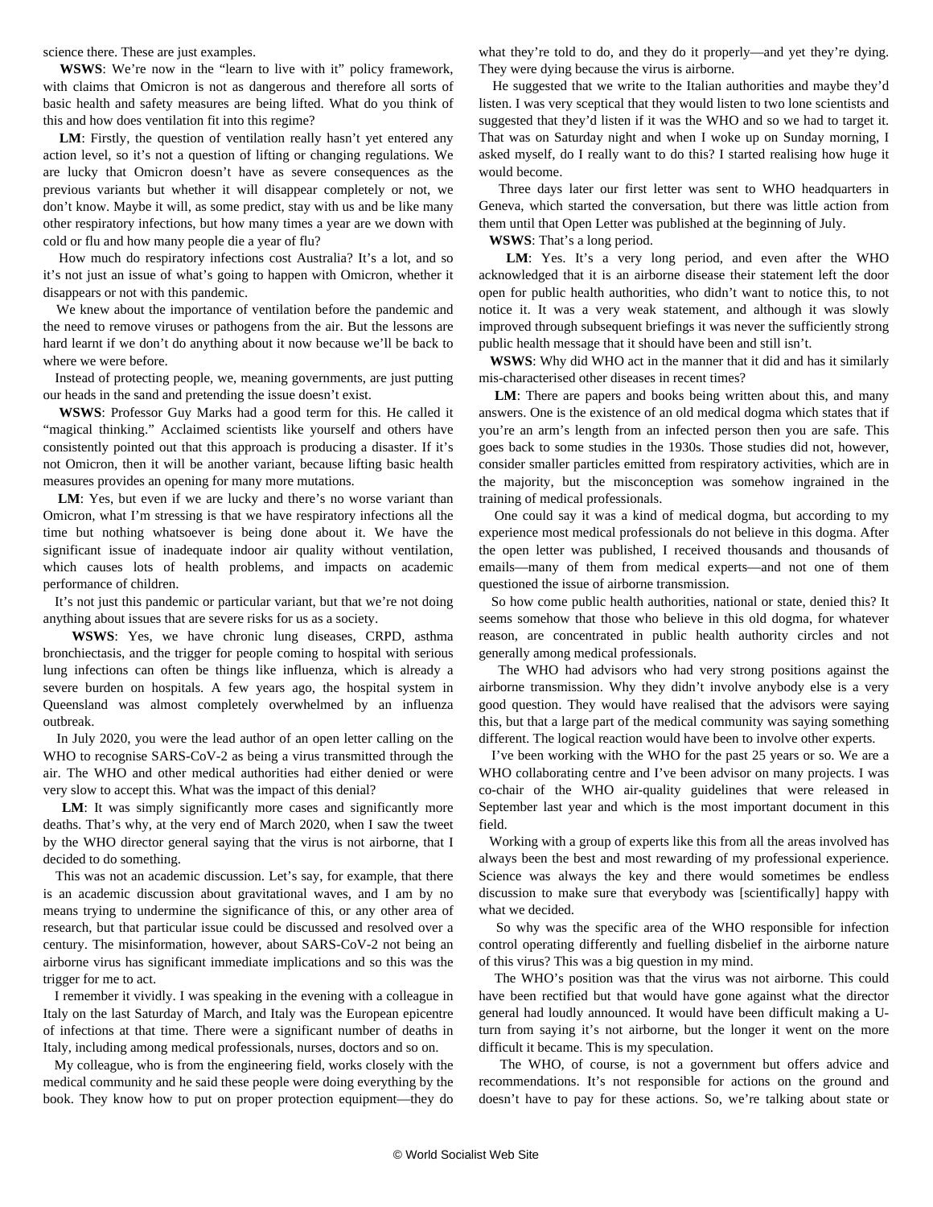science there. These are just examples.

**WSWS**: We're now in the "learn to live with it" policy framework, with claims that Omicron is not as dangerous and therefore all sorts of basic health and safety measures are being lifted. What do you think of this and how does ventilation fit into this regime?

**LM**: Firstly, the question of ventilation really hasn't yet entered any action level, so it's not a question of lifting or changing regulations. We are lucky that Omicron doesn't have as severe consequences as the previous variants but whether it will disappear completely or not, we don't know. Maybe it will, as some predict, stay with us and be like many other respiratory infections, but how many times a year are we down with cold or flu and how many people die a year of flu?

How much do respiratory infections cost Australia? It's a lot, and so it's not just an issue of what's going to happen with Omicron, whether it disappears or not with this pandemic.

We knew about the importance of ventilation before the pandemic and the need to remove viruses or pathogens from the air. But the lessons are hard learnt if we don't do anything about it now because we'll be back to where we were before.

Instead of protecting people, we, meaning governments, are just putting our heads in the sand and pretending the issue doesn't exist.

**WSWS**: Professor Guy Marks had a good term for this. He called it "magical thinking." Acclaimed scientists like yourself and others have consistently pointed out that this approach is producing a disaster. If it's not Omicron, then it will be another variant, because lifting basic health measures provides an opening for many more mutations.

**LM**: Yes, but even if we are lucky and there's no worse variant than Omicron, what I'm stressing is that we have respiratory infections all the time but nothing whatsoever is being done about it. We have the significant issue of inadequate indoor air quality without ventilation, which causes lots of health problems, and impacts on academic performance of children.

It's not just this pandemic or particular variant, but that we're not doing anything about issues that are severe risks for us as a society.

**WSWS**: Yes, we have chronic lung diseases, CRPD, asthma bronchiectasis, and the trigger for people coming to hospital with serious lung infections can often be things like influenza, which is already a severe burden on hospitals. A few years ago, the hospital system in Queensland was almost completely overwhelmed by an influenza outbreak.

In July 2020, you were the lead author of an open letter calling on the WHO to recognise SARS-CoV-2 as being a virus transmitted through the air. The WHO and other medical authorities had either denied or were very slow to accept this. What was the impact of this denial?

**LM**: It was simply significantly more cases and significantly more deaths. That's why, at the very end of March 2020, when I saw the tweet by the WHO director general saying that the virus is not airborne, that I decided to do something.

This was not an academic discussion. Let's say, for example, that there is an academic discussion about gravitational waves, and I am by no means trying to undermine the significance of this, or any other area of research, but that particular issue could be discussed and resolved over a century. The misinformation, however, about SARS-CoV-2 not being an airborne virus has significant immediate implications and so this was the trigger for me to act.

I remember it vividly. I was speaking in the evening with a colleague in Italy on the last Saturday of March, and Italy was the European epicentre of infections at that time. There were a significant number of deaths in Italy, including among medical professionals, nurses, doctors and so on.

My colleague, who is from the engineering field, works closely with the medical community and he said these people were doing everything by the book. They know how to put on proper protection equipment—they do what they're told to do, and they do it properly—and yet they're dying. They were dying because the virus is airborne.

He suggested that we write to the Italian authorities and maybe they'd listen. I was very sceptical that they would listen to two lone scientists and suggested that they'd listen if it was the WHO and so we had to target it. That was on Saturday night and when I woke up on Sunday morning, I asked myself, do I really want to do this? I started realising how huge it would become.

Three days later our first letter was sent to WHO headquarters in Geneva, which started the conversation, but there was little action from them until that Open Letter was published at the beginning of July.

**WSWS**: That's a long period.

**LM**: Yes. It's a very long period, and even after the WHO acknowledged that it is an airborne disease their statement left the door open for public health authorities, who didn't want to notice this, to not notice it. It was a very weak statement, and although it was slowly improved through subsequent briefings it was never the sufficiently strong public health message that it should have been and still isn't.

**WSWS**: Why did WHO act in the manner that it did and has it similarly mis-characterised other diseases in recent times?

**LM**: There are papers and books being written about this, and many answers. One is the existence of an old medical dogma which states that if you're an arm's length from an infected person then you are safe. This goes back to some studies in the 1930s. Those studies did not, however, consider smaller particles emitted from respiratory activities, which are in the majority, but the misconception was somehow ingrained in the training of medical professionals.

One could say it was a kind of medical dogma, but according to my experience most medical professionals do not believe in this dogma. After the open letter was published, I received thousands and thousands of emails—many of them from medical experts—and not one of them questioned the issue of airborne transmission.

So how come public health authorities, national or state, denied this? It seems somehow that those who believe in this old dogma, for whatever reason, are concentrated in public health authority circles and not generally among medical professionals.

The WHO had advisors who had very strong positions against the airborne transmission. Why they didn't involve anybody else is a very good question. They would have realised that the advisors were saying this, but that a large part of the medical community was saying something different. The logical reaction would have been to involve other experts.

I've been working with the WHO for the past 25 years or so. We are a WHO collaborating centre and I've been advisor on many projects. I was co-chair of the WHO air-quality guidelines that were released in September last year and which is the most important document in this field.

Working with a group of experts like this from all the areas involved has always been the best and most rewarding of my professional experience. Science was always the key and there would sometimes be endless discussion to make sure that everybody was [scientifically] happy with what we decided.

So why was the specific area of the WHO responsible for infection control operating differently and fuelling disbelief in the airborne nature of this virus? This was a big question in my mind.

The WHO's position was that the virus was not airborne. This could have been rectified but that would have gone against what the director general had loudly announced. It would have been difficult making a U-turn from saying it's not airborne, but the longer it went on the more difficult it became. This is my speculation.

The WHO, of course, is not a government but offers advice and recommendations. It's not responsible for actions on the ground and doesn't have to pay for these actions. So, we're talking about state or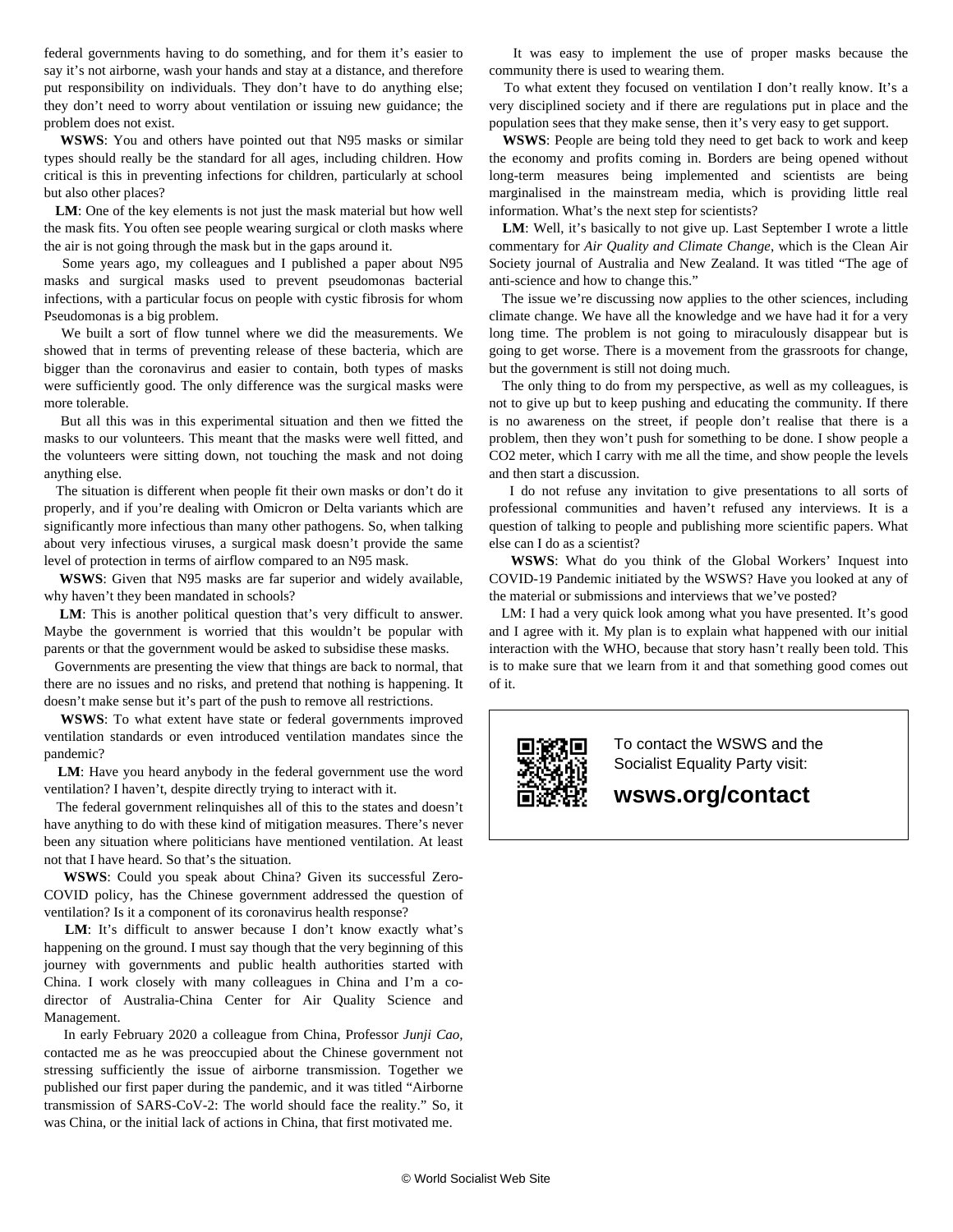federal governments having to do something, and for them it's easier to say it's not airborne, wash your hands and stay at a distance, and therefore put responsibility on individuals. They don't have to do anything else; they don't need to worry about ventilation or issuing new guidance; the problem does not exist.

**WSWS**: You and others have pointed out that N95 masks or similar types should really be the standard for all ages, including children. How critical is this in preventing infections for children, particularly at school but also other places?

**LM**: One of the key elements is not just the mask material but how well the mask fits. You often see people wearing surgical or cloth masks where the air is not going through the mask but in the gaps around it.

Some years ago, my colleagues and I published a paper about N95 masks and surgical masks used to prevent pseudomonas bacterial infections, with a particular focus on people with cystic fibrosis for whom Pseudomonas is a big problem.

We built a sort of flow tunnel where we did the measurements. We showed that in terms of preventing release of these bacteria, which are bigger than the coronavirus and easier to contain, both types of masks were sufficiently good. The only difference was the surgical masks were more tolerable.

But all this was in this experimental situation and then we fitted the masks to our volunteers. This meant that the masks were well fitted, and the volunteers were sitting down, not touching the mask and not doing anything else.

The situation is different when people fit their own masks or don't do it properly, and if you're dealing with Omicron or Delta variants which are significantly more infectious than many other pathogens. So, when talking about very infectious viruses, a surgical mask doesn't provide the same level of protection in terms of airflow compared to an N95 mask.

**WSWS**: Given that N95 masks are far superior and widely available, why haven't they been mandated in schools?

**LM**: This is another political question that's very difficult to answer. Maybe the government is worried that this wouldn't be popular with parents or that the government would be asked to subsidise these masks.

Governments are presenting the view that things are back to normal, that there are no issues and no risks, and pretend that nothing is happening. It doesn't make sense but it's part of the push to remove all restrictions.

**WSWS**: To what extent have state or federal governments improved ventilation standards or even introduced ventilation mandates since the pandemic?

**LM**: Have you heard anybody in the federal government use the word ventilation? I haven't, despite directly trying to interact with it.

The federal government relinquishes all of this to the states and doesn't have anything to do with these kind of mitigation measures. There's never been any situation where politicians have mentioned ventilation. At least not that I have heard. So that's the situation.

**WSWS**: Could you speak about China? Given its successful Zero-COVID policy, has the Chinese government addressed the question of ventilation? Is it a component of its coronavirus health response?

**LM**: It's difficult to answer because I don't know exactly what's happening on the ground. I must say though that the very beginning of this journey with governments and public health authorities started with China. I work closely with many colleagues in China and I'm a co-director of Australia-China Center for Air Quality Science and Management.

In early February 2020 a colleague from China, Professor *Junji Cao*, contacted me as he was preoccupied about the Chinese government not stressing sufficiently the issue of airborne transmission. Together we published our first paper during the pandemic, and it was titled "Airborne transmission of SARS-CoV-2: The world should face the reality." So, it was China, or the initial lack of actions in China, that first motivated me.

It was easy to implement the use of proper masks because the community there is used to wearing them.

To what extent they focused on ventilation I don't really know. It's a very disciplined society and if there are regulations put in place and the population sees that they make sense, then it's very easy to get support.

**WSWS**: People are being told they need to get back to work and keep the economy and profits coming in. Borders are being opened without long-term measures being implemented and scientists are being marginalised in the mainstream media, which is providing little real information. What's the next step for scientists?

**LM**: Well, it's basically to not give up. Last September I wrote a little commentary for *Air Quality and Climate Change*, which is the Clean Air Society journal of Australia and New Zealand. It was titled "The age of anti-science and how to change this."

The issue we're discussing now applies to the other sciences, including climate change. We have all the knowledge and we have had it for a very long time. The problem is not going to miraculously disappear but is going to get worse. There is a movement from the grassroots for change, but the government is still not doing much.

The only thing to do from my perspective, as well as my colleagues, is not to give up but to keep pushing and educating the community. If there is no awareness on the street, if people don't realise that there is a problem, then they won't push for something to be done. I show people a $CO_2$ meter, which I carry with me all the time, and show people the levels and then start a discussion.

I do not refuse any invitation to give presentations to all sorts of professional communities and haven't refused any interviews. It is a question of talking to people and publishing more scientific papers. What else can I do as a scientist?

**WSWS**: What do you think of the Global Workers' Inquest into COVID-19 Pandemic initiated by the WSWS? Have you looked at any of the material or submissions and interviews that we've posted?

LM: I had a very quick look among what you have presented. It's good and I agree with it. My plan is to explain what happened with our initial interaction with the WHO, because that story hasn't really been told. This is to make sure that we learn from it and that something good comes out of it.

To contact the WSWS and the Socialist Equality Party visit:

**wsws.org/contact**